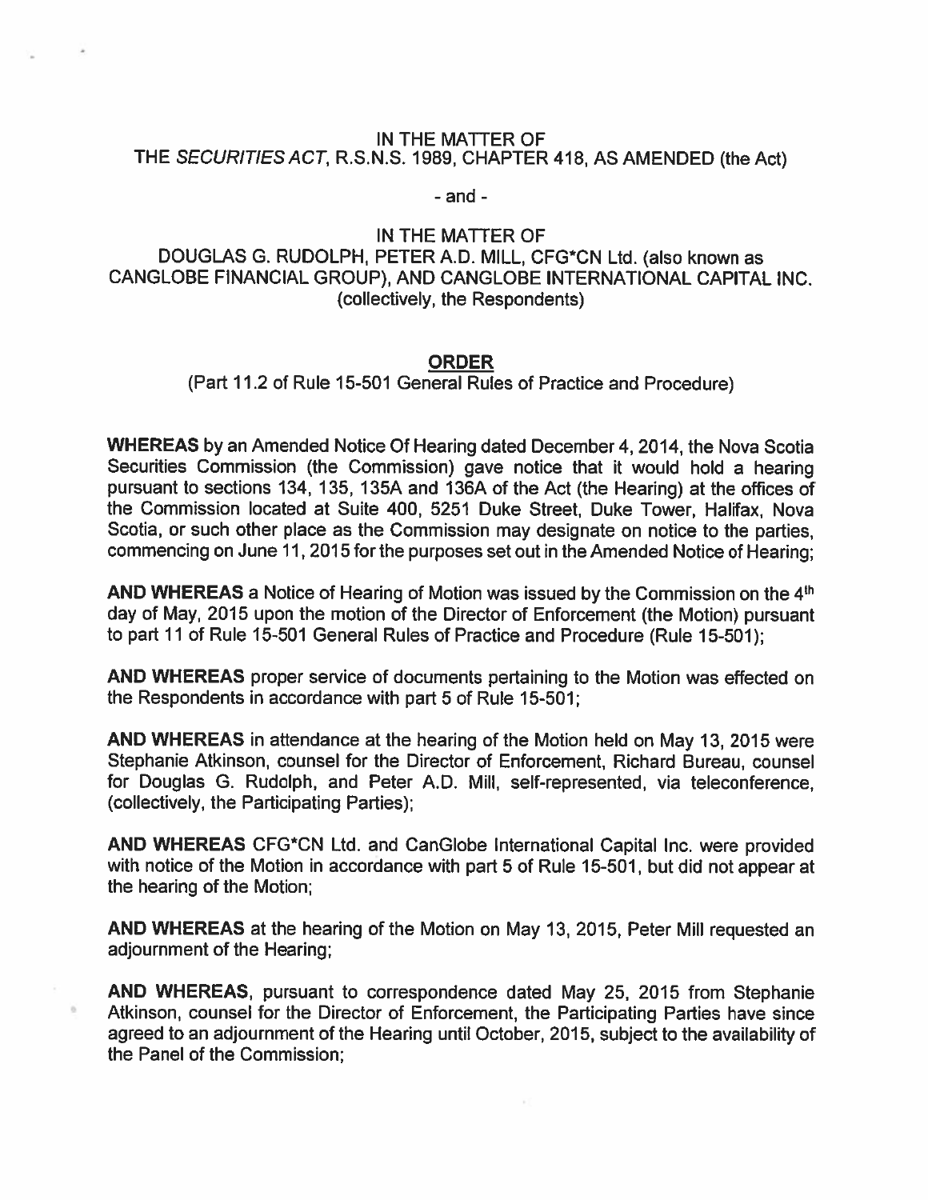IN THE MATTER OF
THE *SECURITIES ACT*, R.S.N.S. 1989, CHAPTER 418, AS AMENDED (the Act)

- and -

IN THE MATTER OF
DOUGLAS G. RUDOLPH, PETER A.D. MILL, CFG*CN Ltd. (also known as CANGLOBE FINANCIAL GROUP), AND CANGLOBE INTERNATIONAL CAPITAL INC. (collectively, the Respondents)

# ORDER

(Part 11.2 of Rule 15-501 General Rules of Practice and Procedure)

**WHEREAS** by an Amended Notice Of Hearing dated December 4, 2014, the Nova Scotia Securities Commission (the Commission) gave notice that it would hold a hearing pursuant to sections 134, 135, 135A and 136A of the Act (the Hearing) at the offices of the Commission located at Suite 400, 5251 Duke Street, Duke Tower, Halifax, Nova Scotia, or such other place as the Commission may designate on notice to the parties, commencing on June 11, 2015 for the purposes set out in the Amended Notice of Hearing;

**AND WHEREAS** a Notice of Hearing of Motion was issued by the Commission on the 4th day of May, 2015 upon the motion of the Director of Enforcement (the Motion) pursuant to part 11 of Rule 15-501 General Rules of Practice and Procedure (Rule 15-501);

**AND WHEREAS** proper service of documents pertaining to the Motion was effected on the Respondents in accordance with part 5 of Rule 15-501;

**AND WHEREAS** in attendance at the hearing of the Motion held on May 13, 2015 were Stephanie Atkinson, counsel for the Director of Enforcement, Richard Bureau, counsel for Douglas G. Rudolph, and Peter A.D. Mill, self-represented, via teleconference, (collectively, the Participating Parties);

**AND WHEREAS** CFG*CN Ltd. and CanGlobe International Capital Inc. were provided with notice of the Motion in accordance with part 5 of Rule 15-501, but did not appear at the hearing of the Motion;

**AND WHEREAS** at the hearing of the Motion on May 13, 2015, Peter Mill requested an adjournment of the Hearing;

**AND WHEREAS**, pursuant to correspondence dated May 25, 2015 from Stephanie Atkinson, counsel for the Director of Enforcement, the Participating Parties have since agreed to an adjournment of the Hearing until October, 2015, subject to the availability of the Panel of the Commission;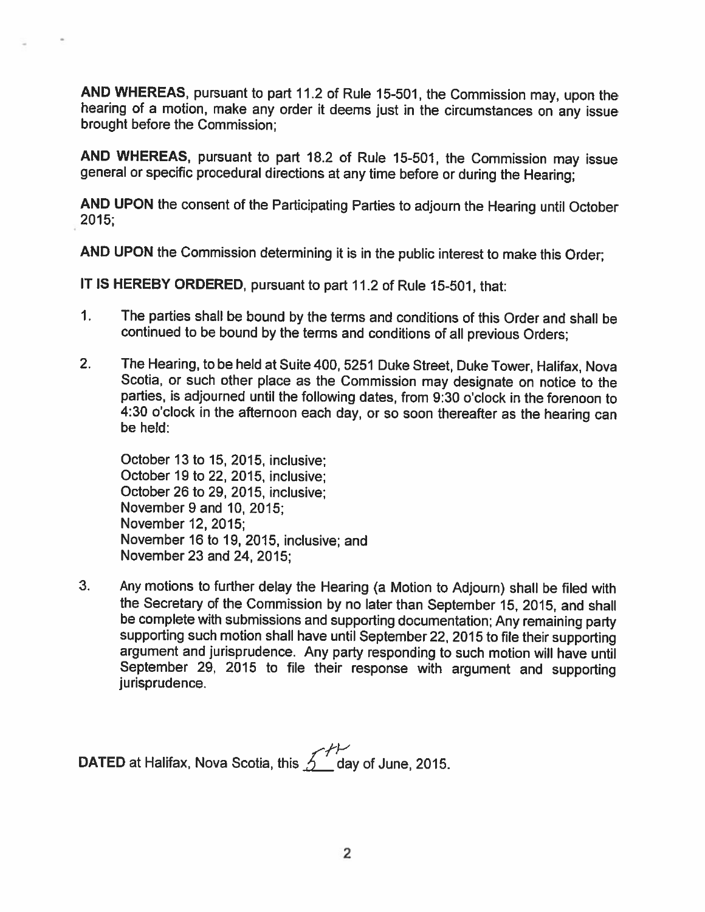**AND WHEREAS**, pursuant to part 11.2 of Rule 15-501, the Commission may, upon the hearing of a motion, make any order it deems just in the circumstances on any issue brought before the Commission;

**AND WHEREAS**, pursuant to part 18.2 of Rule 15-501, the Commission may issue general or specific procedural directions at any time before or during the Hearing;

**AND UPON** the consent of the Participating Parties to adjourn the Hearing until October 2015;

**AND UPON** the Commission determining it is in the public interest to make this Order;

**IT IS HEREBY ORDERED**, pursuant to part 11.2 of Rule 15-501, that:

1. The parties shall be bound by the terms and conditions of this Order and shall be continued to be bound by the terms and conditions of all previous Orders;

2. The Hearing, to be held at Suite 400, 5251 Duke Street, Duke Tower, Halifax, Nova Scotia, or such other place as the Commission may designate on notice to the parties, is adjourned until the following dates, from 9:30 o'clock in the forenoon to 4:30 o'clock in the afternoon each day, or so soon thereafter as the hearing can be held:

   October 13 to 15, 2015, inclusive;
   October 19 to 22, 2015, inclusive;
   October 26 to 29, 2015, inclusive;
   November 9 and 10, 2015;
   November 12, 2015;
   November 16 to 19, 2015, inclusive; and
   November 23 and 24, 2015;

3. Any motions to further delay the Hearing (a Motion to Adjourn) shall be filed with the Secretary of the Commission by no later than September 15, 2015, and shall be complete with submissions and supporting documentation; Any remaining party supporting such motion shall have until September 22, 2015 to file their supporting argument and jurisprudence. Any party responding to such motion will have until September 29, 2015 to file their response with argument and supporting jurisprudence.

**DATED** at Halifax, Nova Scotia, this 5th day of June, 2015.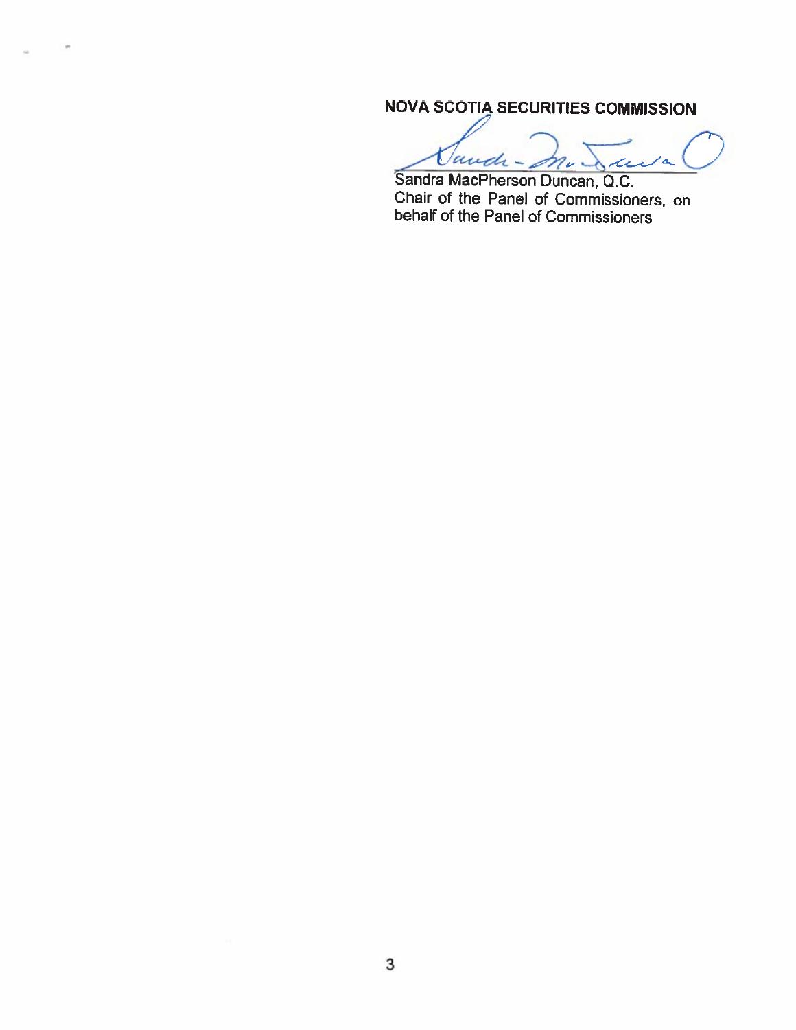**NOVA SCOTIA SECURITIES COMMISSION**

Sandra MacPherson Duncan, Q.C.
Chair of the Panel of Commissioners, on behalf of the Panel of Commissioners